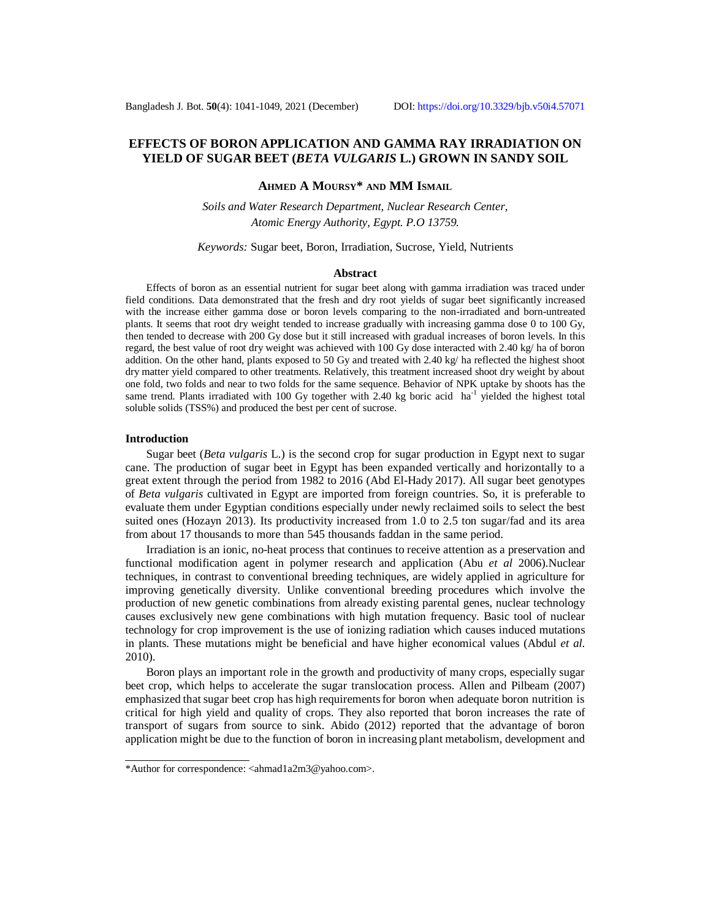# EFFECTS OF BORON APPLICATION AND GAMMA RAY IRRADIATION ON YIELD OF SUGAR BEET (*BETA VULGARIS* L.) GROWN IN SANDY SOIL

**Ahmed A Moursy\* and MM Ismail**

*Soils and Water Research Department, Nuclear Research Center, Atomic Energy Authority, Egypt. P.O 13759.*

*Keywords:* Sugar beet, Boron, Irradiation, Sucrose, Yield, Nutrients

## Abstract

Effects of boron as an essential nutrient for sugar beet along with gamma irradiation was traced under field conditions. Data demonstrated that the fresh and dry root yields of sugar beet significantly increased with the increase either gamma dose or boron levels comparing to the non-irradiated and born-untreated plants. It seems that root dry weight tended to increase gradually with increasing gamma dose 0 to 100 Gy, then tended to decrease with 200 Gy dose but it still increased with gradual increases of boron levels. In this regard, the best value of root dry weight was achieved with 100 Gy dose interacted with 2.40 kg/ ha of boron addition. On the other hand, plants exposed to 50 Gy and treated with 2.40 kg/ ha reflected the highest shoot dry matter yield compared to other treatments. Relatively, this treatment increased shoot dry weight by about one fold, two folds and near to two folds for the same sequence. Behavior of NPK uptake by shoots has the same trend. Plants irradiated with 100 Gy together with 2.40 kg boric acid $ha^{-1}$ yielded the highest total soluble solids (TSS%) and produced the best per cent of sucrose.

## Introduction

Sugar beet (*Beta vulgaris* L.) is the second crop for sugar production in Egypt next to sugar cane. The production of sugar beet in Egypt has been expanded vertically and horizontally to a great extent through the period from 1982 to 2016 (Abd El-Hady 2017). All sugar beet genotypes of *Beta vulgaris* cultivated in Egypt are imported from foreign countries. So, it is preferable to evaluate them under Egyptian conditions especially under newly reclaimed soils to select the best suited ones (Hozayn 2013). Its productivity increased from 1.0 to 2.5 ton sugar/fad and its area from about 17 thousands to more than 545 thousands faddan in the same period.

Irradiation is an ionic, no-heat process that continues to receive attention as a preservation and functional modification agent in polymer research and application (Abu *et al* 2006).Nuclear techniques, in contrast to conventional breeding techniques, are widely applied in agriculture for improving genetically diversity. Unlike conventional breeding procedures which involve the production of new genetic combinations from already existing parental genes, nuclear technology causes exclusively new gene combinations with high mutation frequency. Basic tool of nuclear technology for crop improvement is the use of ionizing radiation which causes induced mutations in plants. These mutations might be beneficial and have higher economical values (Abdul *et al.* 2010).

Boron plays an important role in the growth and productivity of many crops, especially sugar beet crop, which helps to accelerate the sugar translocation process. Allen and Pilbeam (2007) emphasized that sugar beet crop has high requirements for boron when adequate boron nutrition is critical for high yield and quality of crops. They also reported that boron increases the rate of transport of sugars from source to sink. Abido (2012) reported that the advantage of boron application might be due to the function of boron in increasing plant metabolism, development and

\*Author for correspondence: <ahmad1a2m3@yahoo.com>.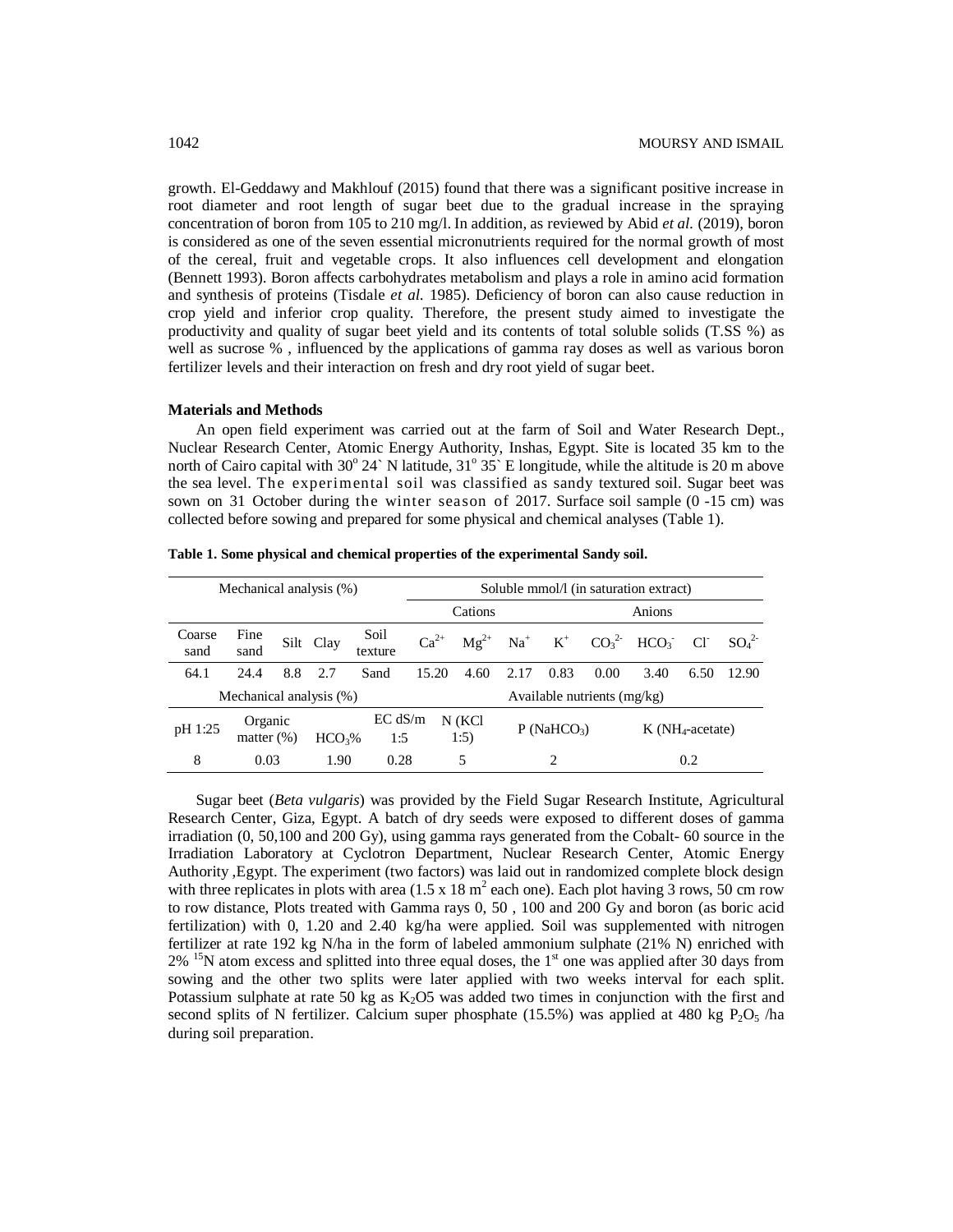growth. El-Geddawy and Makhlouf (2015) found that there was a significant positive increase in root diameter and root length of sugar beet due to the gradual increase in the spraying concentration of boron from 105 to 210 mg/l. In addition, as reviewed by Abid *et al.* (2019), boron is considered as one of the seven essential micronutrients required for the normal growth of most of the cereal, fruit and vegetable crops. It also influences cell development and elongation (Bennett 1993). Boron affects carbohydrates metabolism and plays a role in amino acid formation and synthesis of proteins (Tisdale *et al.* 1985). Deficiency of boron can also cause reduction in crop yield and inferior crop quality. Therefore, the present study aimed to investigate the productivity and quality of sugar beet yield and its contents of total soluble solids (T.SS %) as well as sucrose % , influenced by the applications of gamma ray doses as well as various boron fertilizer levels and their interaction on fresh and dry root yield of sugar beet.

**Materials and Methods**

An open field experiment was carried out at the farm of Soil and Water Research Dept., Nuclear Research Center, Atomic Energy Authority, Inshas, Egypt. Site is located 35 km to the north of Cairo capital with 30° 24` N latitude, 31° 35` E longitude, while the altitude is 20 m above the sea level. The experimental soil was classified as sandy textured soil. Sugar beet was sown on 31 October during the winter season of 2017. Surface soil sample (0 -15 cm) was collected before sowing and prepared for some physical and chemical analyses (Table 1).

**Table 1. Some physical and chemical properties of the experimental Sandy soil.**

| Mechanical analysis (%) | | | | | Soluble mmol/l (in saturation extract) | | | | | | | |
|---|---|---|---|---|---|---|---|---|---|---|---|---|
| | | | | | Cations | | | | Anions | | | |
| Coarse sand | Fine sand | Silt | Clay | Soil texture | $Ca^{2+}$ | $Mg^{2+}$ | $Na^{+}$ | $K^{+}$ | $CO_3^{2-}$ | $HCO_3^{-}$ | $Cl^{-}$ | $SO_4^{2-}$ |
| 64.1 | 24.4 | 8.8 | 2.7 | Sand | 15.20 | 4.60 | 2.17 | 0.83 | 0.00 | 3.40 | 6.50 | 12.90 |
| Mechanical analysis (%) | | | | | Available nutrients (mg/kg) | | | | | | | |
| pH 1:25 | Organic matter (%) | $HCO_3$% | EC dS/m 1:5 | N (KCl 1:5) | P ($NaHCO_3$) | | K ($NH_4$-acetate) | | | | | |
| 8 | 0.03 | 1.90 | 0.28 | 5 | 2 | | 0.2 | | | | | |

Sugar beet (*Beta vulgaris*) was provided by the Field Sugar Research Institute, Agricultural Research Center, Giza, Egypt. A batch of dry seeds were exposed to different doses of gamma irradiation (0, 50,100 and 200 Gy), using gamma rays generated from the Cobalt- 60 source in the Irradiation Laboratory at Cyclotron Department, Nuclear Research Center, Atomic Energy Authority ,Egypt. The experiment (two factors) was laid out in randomized complete block design with three replicates in plots with area (1.5 x 18 $m^2$ each one). Each plot having 3 rows, 50 cm row to row distance, Plots treated with Gamma rays 0, 50 , 100 and 200 Gy and boron (as boric acid fertilization) with 0, 1.20 and 2.40 kg/ha were applied. Soil was supplemented with nitrogen fertilizer at rate 192 kg N/ha in the form of labeled ammonium sulphate (21% N) enriched with 2% $^{15}N$ atom excess and splitted into three equal doses, the 1st one was applied after 30 days from sowing and the other two splits were later applied with two weeks interval for each split. Potassium sulphate at rate 50 kg as $K_2O5$ was added two times in conjunction with the first and second splits of N fertilizer. Calcium super phosphate (15.5%) was applied at 480 kg $P_2O_5$ /ha during soil preparation.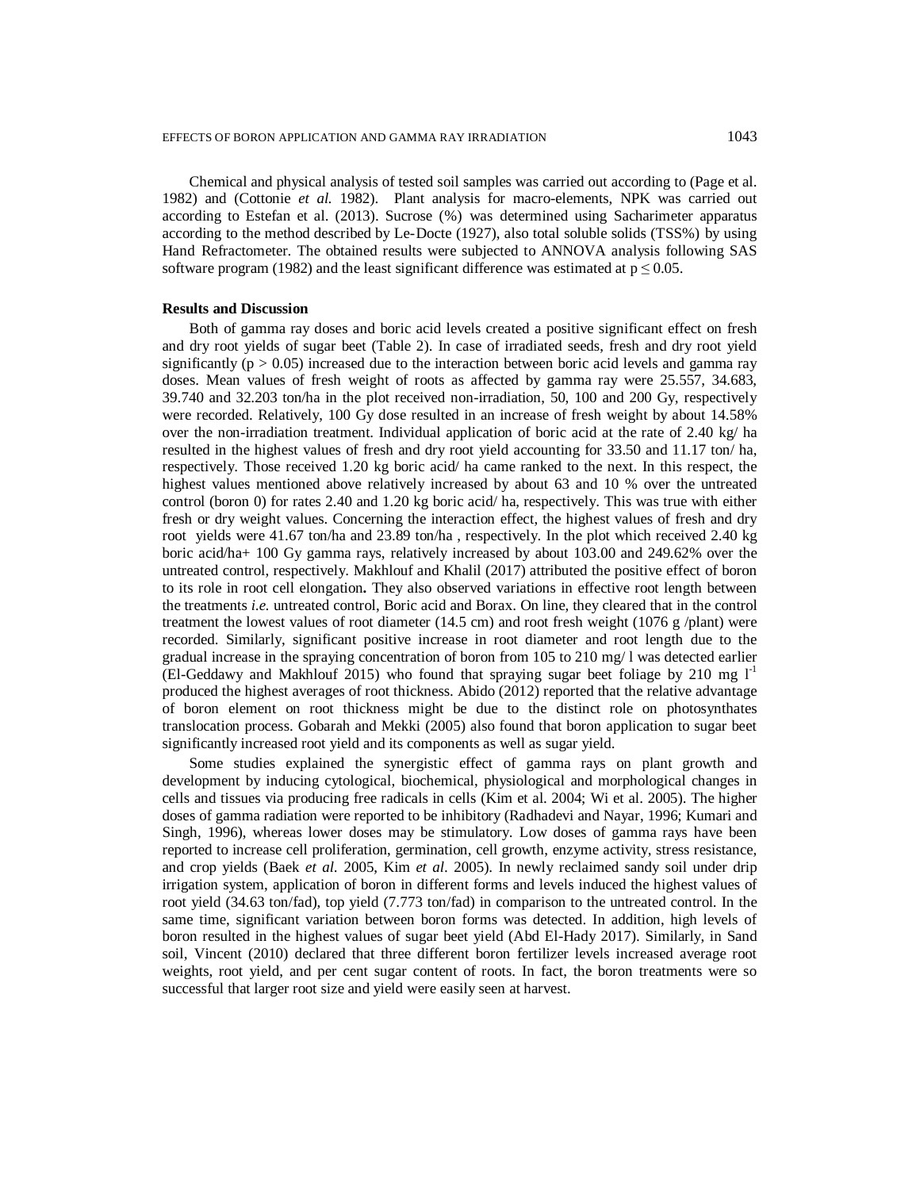Chemical and physical analysis of tested soil samples was carried out according to (Page et al. 1982) and (Cottonie *et al.* 1982). Plant analysis for macro-elements, NPK was carried out according to Estefan et al. (2013). Sucrose (%) was determined using Sacharimeter apparatus according to the method described by Le-Docte (1927), also total soluble solids (TSS%) by using Hand Refractometer. The obtained results were subjected to ANNOVA analysis following SAS software program (1982) and the least significant difference was estimated at $p \leq 0.05$.

**Results and Discussion**

Both of gamma ray doses and boric acid levels created a positive significant effect on fresh and dry root yields of sugar beet (Table 2). In case of irradiated seeds, fresh and dry root yield significantly ($p > 0.05$) increased due to the interaction between boric acid levels and gamma ray doses. Mean values of fresh weight of roots as affected by gamma ray were 25.557, 34.683, 39.740 and 32.203 ton/ha in the plot received non-irradiation, 50, 100 and 200 Gy, respectively were recorded. Relatively, 100 Gy dose resulted in an increase of fresh weight by about 14.58% over the non-irradiation treatment. Individual application of boric acid at the rate of 2.40 kg/ ha resulted in the highest values of fresh and dry root yield accounting for 33.50 and 11.17 ton/ ha, respectively. Those received 1.20 kg boric acid/ ha came ranked to the next. In this respect, the highest values mentioned above relatively increased by about 63 and 10 % over the untreated control (boron 0) for rates 2.40 and 1.20 kg boric acid/ ha, respectively. This was true with either fresh or dry weight values. Concerning the interaction effect, the highest values of fresh and dry root yields were 41.67 ton/ha and 23.89 ton/ha , respectively. In the plot which received 2.40 kg boric acid/ha+ 100 Gy gamma rays, relatively increased by about 103.00 and 249.62% over the untreated control, respectively. Makhlouf and Khalil (2017) attributed the positive effect of boron to its role in root cell elongation**.** They also observed variations in effective root length between the treatments *i.e.* untreated control, Boric acid and Borax. On line, they cleared that in the control treatment the lowest values of root diameter (14.5 cm) and root fresh weight (1076 g /plant) were recorded. Similarly, significant positive increase in root diameter and root length due to the gradual increase in the spraying concentration of boron from 105 to 210 mg/ l was detected earlier (El-Geddawy and Makhlouf 2015) who found that spraying sugar beet foliage by 210 mg $l^{-1}$ produced the highest averages of root thickness. Abido (2012) reported that the relative advantage of boron element on root thickness might be due to the distinct role on photosynthates translocation process. Gobarah and Mekki (2005) also found that boron application to sugar beet significantly increased root yield and its components as well as sugar yield.

Some studies explained the synergistic effect of gamma rays on plant growth and development by inducing cytological, biochemical, physiological and morphological changes in cells and tissues via producing free radicals in cells (Kim et al. 2004; Wi et al. 2005). The higher doses of gamma radiation were reported to be inhibitory (Radhadevi and Nayar, 1996; Kumari and Singh, 1996), whereas lower doses may be stimulatory. Low doses of gamma rays have been reported to increase cell proliferation, germination, cell growth, enzyme activity, stress resistance, and crop yields (Baek *et al.* 2005, Kim *et al.* 2005). In newly reclaimed sandy soil under drip irrigation system, application of boron in different forms and levels induced the highest values of root yield (34.63 ton/fad), top yield (7.773 ton/fad) in comparison to the untreated control. In the same time, significant variation between boron forms was detected. In addition, high levels of boron resulted in the highest values of sugar beet yield (Abd El-Hady 2017). Similarly, in Sand soil, Vincent (2010) declared that three different boron fertilizer levels increased average root weights, root yield, and per cent sugar content of roots. In fact, the boron treatments were so successful that larger root size and yield were easily seen at harvest.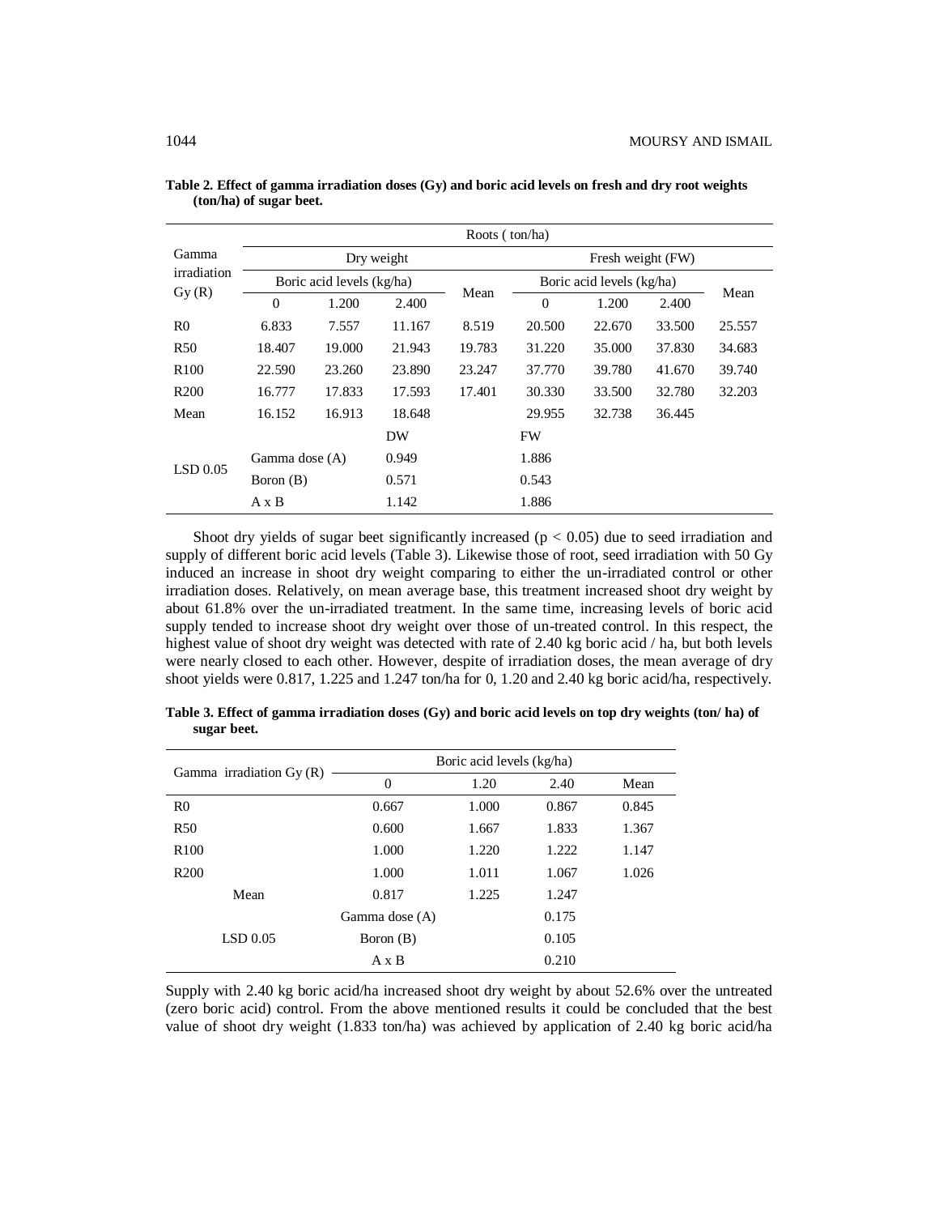**Table 2. Effect of gamma irradiation doses (Gy) and boric acid levels on fresh and dry root weights (ton/ha) of sugar beet.**

| Gamma irradiation Gy (R) | Roots ( ton/ha) | | | | | | | |
|---|---|---|---|---|---|---|---|---|
| | Dry weight | | | | Fresh weight (FW) | | | |
| | Boric acid levels (kg/ha) | | | Mean | Boric acid levels (kg/ha) | | | Mean |
| | 0 | 1.200 | 2.400 | | 0 | 1.200 | 2.400 | |
| R0 | 6.833 | 7.557 | 11.167 | 8.519 | 20.500 | 22.670 | 33.500 | 25.557 |
| R50 | 18.407 | 19.000 | 21.943 | 19.783 | 31.220 | 35.000 | 37.830 | 34.683 |
| R100 | 22.590 | 23.260 | 23.890 | 23.247 | 37.770 | 39.780 | 41.670 | 39.740 |
| R200 | 16.777 | 17.833 | 17.593 | 17.401 | 30.330 | 33.500 | 32.780 | 32.203 |
| Mean | 16.152 | 16.913 | 18.648 | | 29.955 | 32.738 | 36.445 | |
| LSD 0.05 | | | DW | | FW | | | |
| | Gamma dose (A) | | 0.949 | | 1.886 | | | |
| | Boron (B) | | 0.571 | | 0.543 | | | |
| | A x B | | 1.142 | | 1.886 | | | |

Shoot dry yields of sugar beet significantly increased ($p < 0.05$) due to seed irradiation and supply of different boric acid levels (Table 3). Likewise those of root, seed irradiation with 50 Gy induced an increase in shoot dry weight comparing to either the un-irradiated control or other irradiation doses. Relatively, on mean average base, this treatment increased shoot dry weight by about 61.8% over the un-irradiated treatment. In the same time, increasing levels of boric acid supply tended to increase shoot dry weight over those of un-treated control. In this respect, the highest value of shoot dry weight was detected with rate of 2.40 kg boric acid / ha, but both levels were nearly closed to each other. However, despite of irradiation doses, the mean average of dry shoot yields were 0.817, 1.225 and 1.247 ton/ha for 0, 1.20 and 2.40 kg boric acid/ha, respectively.

**Table 3. Effect of gamma irradiation doses (Gy) and boric acid levels on top dry weights (ton/ ha) of sugar beet.**

| Gamma irradiation Gy (R) | Boric acid levels (kg/ha) | | | |
|---|---|---|---|---|
| | 0 | 1.20 | 2.40 | Mean |
| R0 | 0.667 | 1.000 | 0.867 | 0.845 |
| R50 | 0.600 | 1.667 | 1.833 | 1.367 |
| R100 | 1.000 | 1.220 | 1.222 | 1.147 |
| R200 | 1.000 | 1.011 | 1.067 | 1.026 |
| Mean | 0.817 | 1.225 | 1.247 | |
| LSD 0.05 | Gamma dose (A) | | 0.175 | |
| | Boron (B) | | 0.105 | |
| | A x B | | 0.210 | |

Supply with 2.40 kg boric acid/ha increased shoot dry weight by about 52.6% over the untreated (zero boric acid) control. From the above mentioned results it could be concluded that the best value of shoot dry weight (1.833 ton/ha) was achieved by application of 2.40 kg boric acid/ha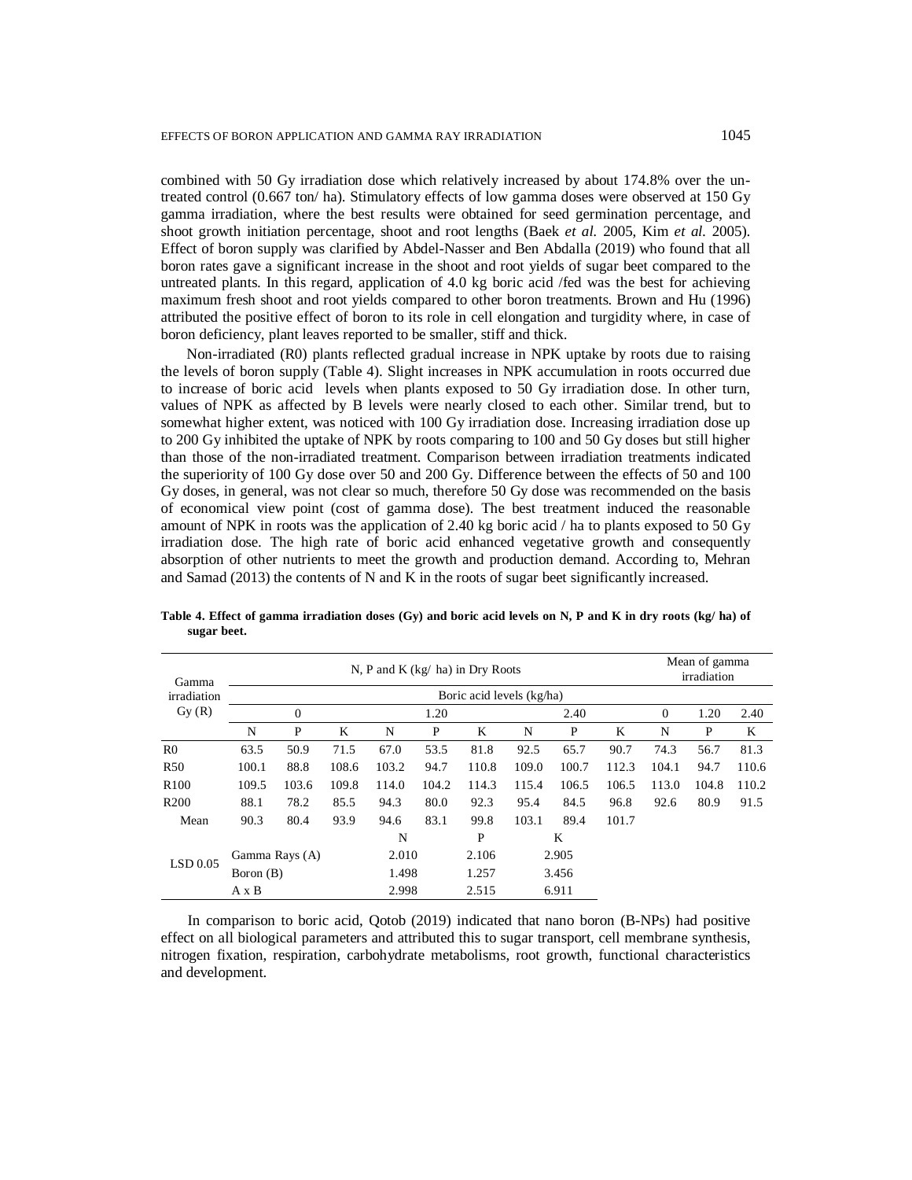combined with 50 Gy irradiation dose which relatively increased by about 174.8% over the un-treated control (0.667 ton/ ha). Stimulatory effects of low gamma doses were observed at 150 Gy gamma irradiation, where the best results were obtained for seed germination percentage, and shoot growth initiation percentage, shoot and root lengths (Baek *et al.* 2005, Kim *et al.* 2005). Effect of boron supply was clarified by Abdel-Nasser and Ben Abdalla (2019) who found that all boron rates gave a significant increase in the shoot and root yields of sugar beet compared to the untreated plants. In this regard, application of 4.0 kg boric acid /fed was the best for achieving maximum fresh shoot and root yields compared to other boron treatments. Brown and Hu (1996) attributed the positive effect of boron to its role in cell elongation and turgidity where, in case of boron deficiency, plant leaves reported to be smaller, stiff and thick.

Non-irradiated (R0) plants reflected gradual increase in NPK uptake by roots due to raising the levels of boron supply (Table 4). Slight increases in NPK accumulation in roots occurred due to increase of boric acid levels when plants exposed to 50 Gy irradiation dose. In other turn, values of NPK as affected by B levels were nearly closed to each other. Similar trend, but to somewhat higher extent, was noticed with 100 Gy irradiation dose. Increasing irradiation dose up to 200 Gy inhibited the uptake of NPK by roots comparing to 100 and 50 Gy doses but still higher than those of the non-irradiated treatment. Comparison between irradiation treatments indicated the superiority of 100 Gy dose over 50 and 200 Gy. Difference between the effects of 50 and 100 Gy doses, in general, was not clear so much, therefore 50 Gy dose was recommended on the basis of economical view point (cost of gamma dose). The best treatment induced the reasonable amount of NPK in roots was the application of 2.40 kg boric acid / ha to plants exposed to 50 Gy irradiation dose. The high rate of boric acid enhanced vegetative growth and consequently absorption of other nutrients to meet the growth and production demand. According to, Mehran and Samad (2013) the contents of N and K in the roots of sugar beet significantly increased.

**Table 4. Effect of gamma irradiation doses (Gy) and boric acid levels on N, P and K in dry roots (kg/ ha) of sugar beet.**

| Gamma irradiation Gy (R) | N, P and K (kg/ ha) in Dry Roots | | | | | | | | | Mean of gamma irradiation | | |
|---|---|---|---|---|---|---|---|---|---|---|---|---|
| | Boric acid levels (kg/ha) | | | | | | | | | | | |
| | 0 | | | 1.20 | | | 2.40 | | | 0 | 1.20 | 2.40 |
| | N | P | K | N | P | K | N | P | K | N | P | K |
| R0 | 63.5 | 50.9 | 71.5 | 67.0 | 53.5 | 81.8 | 92.5 | 65.7 | 90.7 | 74.3 | 56.7 | 81.3 |
| R50 | 100.1 | 88.8 | 108.6 | 103.2 | 94.7 | 110.8 | 109.0 | 100.7 | 112.3 | 104.1 | 94.7 | 110.6 |
| R100 | 109.5 | 103.6 | 109.8 | 114.0 | 104.2 | 114.3 | 115.4 | 106.5 | 106.5 | 113.0 | 104.8 | 110.2 |
| R200 | 88.1 | 78.2 | 85.5 | 94.3 | 80.0 | 92.3 | 95.4 | 84.5 | 96.8 | 92.6 | 80.9 | 91.5 |
| Mean | 90.3 | 80.4 | 93.9 | 94.6 | 83.1 | 99.8 | 103.1 | 89.4 | 101.7 | | | |
| LSD 0.05 | | | | N | | P | | K | | | | |
| | Gamma Rays (A) | | | 2.010 | | 2.106 | | 2.905 | | | | |
| | Boron (B) | | | 1.498 | | 1.257 | | 3.456 | | | | |
| | A x B | | | 2.998 | | 2.515 | | 6.911 | | | | |

In comparison to boric acid, Qotob (2019) indicated that nano boron (B-NPs) had positive effect on all biological parameters and attributed this to sugar transport, cell membrane synthesis, nitrogen fixation, respiration, carbohydrate metabolisms, root growth, functional characteristics and development.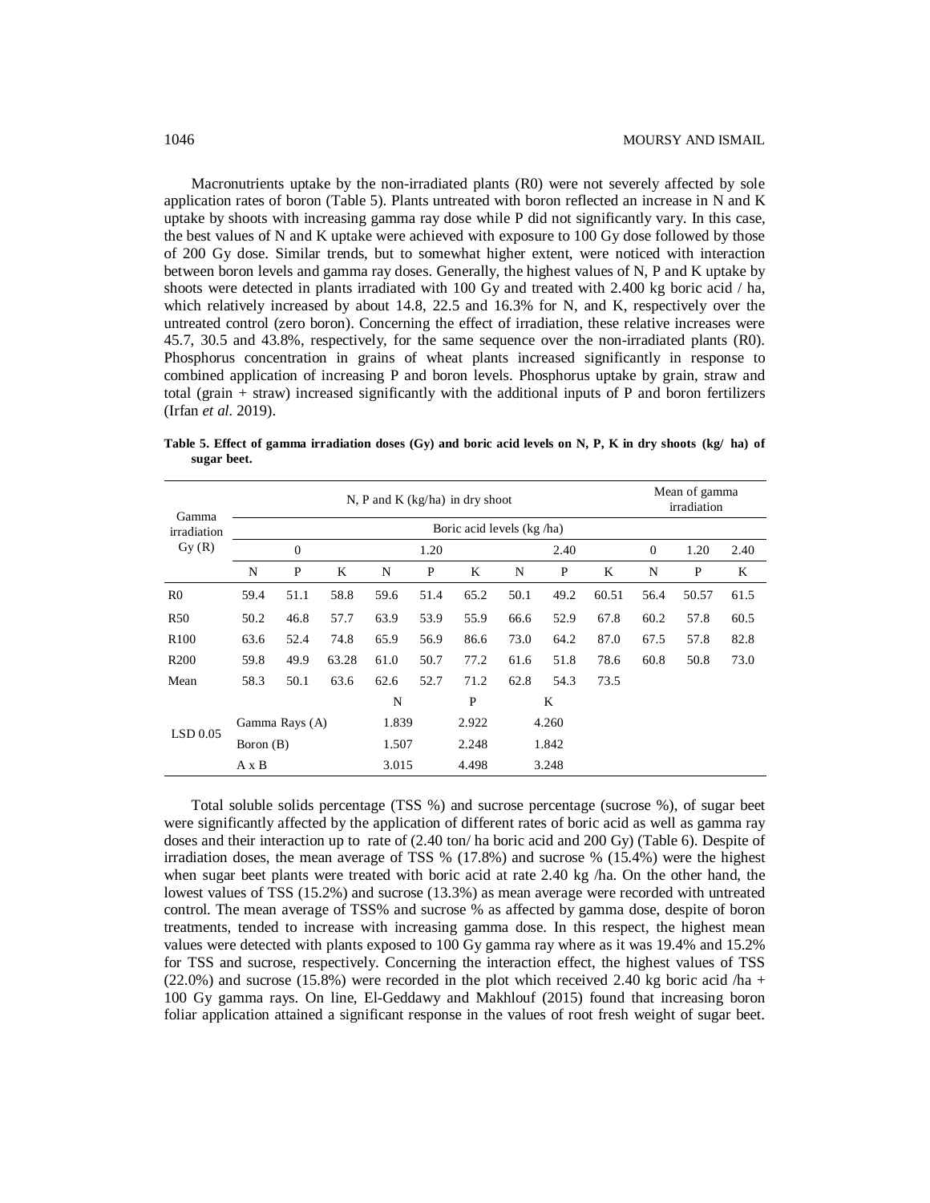Macronutrients uptake by the non-irradiated plants (R0) were not severely affected by sole application rates of boron (Table 5). Plants untreated with boron reflected an increase in N and K uptake by shoots with increasing gamma ray dose while P did not significantly vary. In this case, the best values of N and K uptake were achieved with exposure to 100 Gy dose followed by those of 200 Gy dose. Similar trends, but to somewhat higher extent, were noticed with interaction between boron levels and gamma ray doses. Generally, the highest values of N, P and K uptake by shoots were detected in plants irradiated with 100 Gy and treated with 2.400 kg boric acid / ha, which relatively increased by about 14.8, 22.5 and 16.3% for N, and K, respectively over the untreated control (zero boron). Concerning the effect of irradiation, these relative increases were 45.7, 30.5 and 43.8%, respectively, for the same sequence over the non-irradiated plants (R0). Phosphorus concentration in grains of wheat plants increased significantly in response to combined application of increasing P and boron levels. Phosphorus uptake by grain, straw and total (grain + straw) increased significantly with the additional inputs of P and boron fertilizers (Irfan *et al*. 2019).

**Table 5. Effect of gamma irradiation doses (Gy) and boric acid levels on N, P, K in dry shoots (kg/ ha) of sugar beet.**

| Gamma irradiation Gy (R) | N, P and K (kg/ha) in dry shoot | | | | | | | | | Mean of gamma irradiation | | |
|---|---|---|---|---|---|---|---|---|---|---|---|---|
| | Boric acid levels (kg /ha) | | | | | | | | | | | |
| | 0 | | | 1.20 | | | 2.40 | | | 0 | 1.20 | 2.40 |
| | N | P | K | N | P | K | N | P | K | N | P | K |
| R0 | 59.4 | 51.1 | 58.8 | 59.6 | 51.4 | 65.2 | 50.1 | 49.2 | 60.51 | 56.4 | 50.57 | 61.5 |
| R50 | 50.2 | 46.8 | 57.7 | 63.9 | 53.9 | 55.9 | 66.6 | 52.9 | 67.8 | 60.2 | 57.8 | 60.5 |
| R100 | 63.6 | 52.4 | 74.8 | 65.9 | 56.9 | 86.6 | 73.0 | 64.2 | 87.0 | 67.5 | 57.8 | 82.8 |
| R200 | 59.8 | 49.9 | 63.28 | 61.0 | 50.7 | 77.2 | 61.6 | 51.8 | 78.6 | 60.8 | 50.8 | 73.0 |
| Mean | 58.3 | 50.1 | 63.6 | 62.6 | 52.7 | 71.2 | 62.8 | 54.3 | 73.5 | | | |
| LSD 0.05 | | | | N | | P | | K | | | | |
| | Gamma Rays (A) | | | 1.839 | | 2.922 | | 4.260 | | | | |
| | Boron (B) | | | 1.507 | | 2.248 | | 1.842 | | | | |
| | A x B | | | 3.015 | | 4.498 | | 3.248 | | | | |

Total soluble solids percentage (TSS %) and sucrose percentage (sucrose %), of sugar beet were significantly affected by the application of different rates of boric acid as well as gamma ray doses and their interaction up to rate of (2.40 ton/ ha boric acid and 200 Gy) (Table 6). Despite of irradiation doses, the mean average of TSS % (17.8%) and sucrose % (15.4%) were the highest when sugar beet plants were treated with boric acid at rate 2.40 kg /ha. On the other hand, the lowest values of TSS (15.2%) and sucrose (13.3%) as mean average were recorded with untreated control. The mean average of TSS% and sucrose % as affected by gamma dose, despite of boron treatments, tended to increase with increasing gamma dose. In this respect, the highest mean values were detected with plants exposed to 100 Gy gamma ray where as it was 19.4% and 15.2% for TSS and sucrose, respectively. Concerning the interaction effect, the highest values of TSS (22.0%) and sucrose (15.8%) were recorded in the plot which received 2.40 kg boric acid /ha + 100 Gy gamma rays. On line, El-Geddawy and Makhlouf (2015) found that increasing boron foliar application attained a significant response in the values of root fresh weight of sugar beet.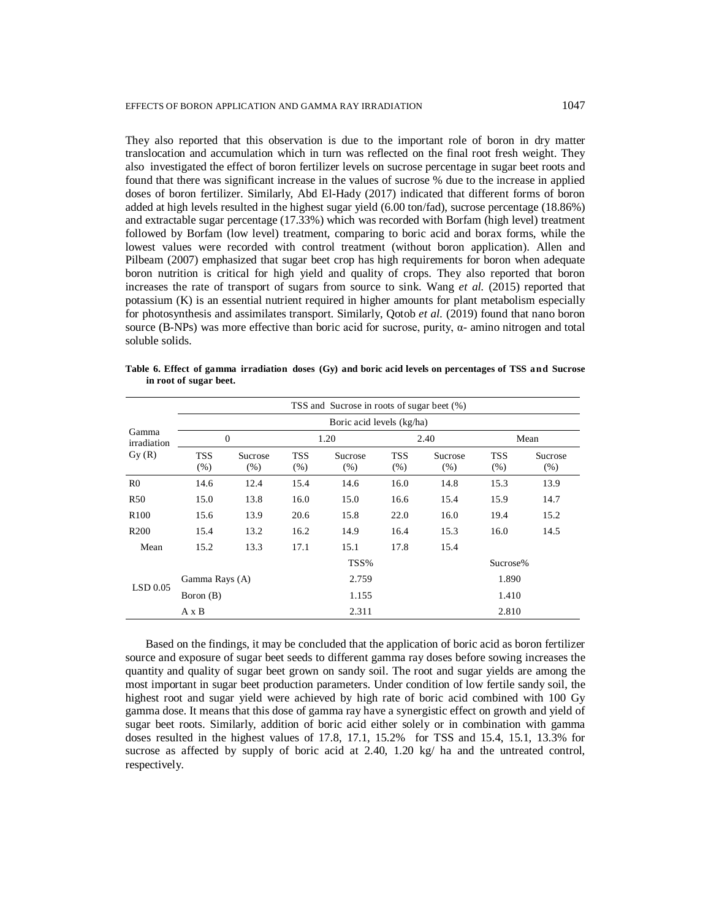They also reported that this observation is due to the important role of boron in dry matter translocation and accumulation which in turn was reflected on the final root fresh weight. They also investigated the effect of boron fertilizer levels on sucrose percentage in sugar beet roots and found that there was significant increase in the values of sucrose % due to the increase in applied doses of boron fertilizer. Similarly, Abd El-Hady (2017) indicated that different forms of boron added at high levels resulted in the highest sugar yield (6.00 ton/fad), sucrose percentage (18.86%) and extractable sugar percentage (17.33%) which was recorded with Borfam (high level) treatment followed by Borfam (low level) treatment, comparing to boric acid and borax forms, while the lowest values were recorded with control treatment (without boron application). Allen and Pilbeam (2007) emphasized that sugar beet crop has high requirements for boron when adequate boron nutrition is critical for high yield and quality of crops. They also reported that boron increases the rate of transport of sugars from source to sink. Wang *et al.* (2015) reported that potassium (K) is an essential nutrient required in higher amounts for plant metabolism especially for photosynthesis and assimilates transport. Similarly, Qotob *et al.* (2019) found that nano boron source (B-NPs) was more effective than boric acid for sucrose, purity, α- amino nitrogen and total soluble solids.

**Table 6. Effect of gamma irradiation doses (Gy) and boric acid levels on percentages of TSS and Sucrose in root of sugar beet.**

| Gamma irradiation Gy (R) | TSS and Sucrose in roots of sugar beet (%) | | | | | | | |
|---|---|---|---|---|---|---|---|---|
| | Boric acid levels (kg/ha) | | | | | | | |
| | 0 | | 1.20 | | 2.40 | | Mean | |
| | TSS (%) | Sucrose (%) | TSS (%) | Sucrose (%) | TSS (%) | Sucrose (%) | TSS (%) | Sucrose (%) |
| R0 | 14.6 | 12.4 | 15.4 | 14.6 | 16.0 | 14.8 | 15.3 | 13.9 |
| R50 | 15.0 | 13.8 | 16.0 | 15.0 | 16.6 | 15.4 | 15.9 | 14.7 |
| R100 | 15.6 | 13.9 | 20.6 | 15.8 | 22.0 | 16.0 | 19.4 | 15.2 |
| R200 | 15.4 | 13.2 | 16.2 | 14.9 | 16.4 | 15.3 | 16.0 | 14.5 |
| Mean | 15.2 | 13.3 | 17.1 | 15.1 | 17.8 | 15.4 | | |
| LSD 0.05 | | | TSS% | | | | Sucrose% | |
| | Gamma Rays (A) | | 2.759 | | | | 1.890 | |
| | Boron (B) | | 1.155 | | | | 1.410 | |
| | A x B | | 2.311 | | | | 2.810 | |

Based on the findings, it may be concluded that the application of boric acid as boron fertilizer source and exposure of sugar beet seeds to different gamma ray doses before sowing increases the quantity and quality of sugar beet grown on sandy soil. The root and sugar yields are among the most important in sugar beet production parameters. Under condition of low fertile sandy soil, the highest root and sugar yield were achieved by high rate of boric acid combined with 100 Gy gamma dose. It means that this dose of gamma ray have a synergistic effect on growth and yield of sugar beet roots. Similarly, addition of boric acid either solely or in combination with gamma doses resulted in the highest values of 17.8, 17.1, 15.2% for TSS and 15.4, 15.1, 13.3% for sucrose as affected by supply of boric acid at 2.40, 1.20 kg/ ha and the untreated control, respectively.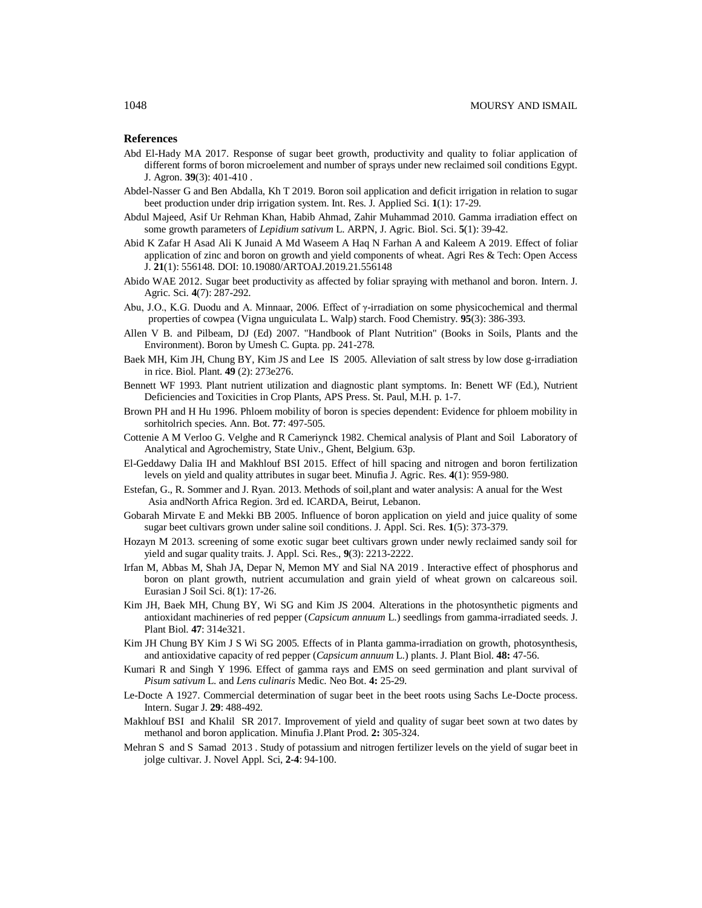## References

Abd El-Hady MA 2017. Response of sugar beet growth, productivity and quality to foliar application of different forms of boron microelement and number of sprays under new reclaimed soil conditions Egypt. J. Agron. **39**(3): 401-410 .

Abdel-Nasser G and Ben Abdalla, Kh T 2019. Boron soil application and deficit irrigation in relation to sugar beet production under drip irrigation system. Int. Res. J. Applied Sci. **1**(1): 17-29.

Abdul Majeed, Asif Ur Rehman Khan, Habib Ahmad, Zahir Muhammad 2010. Gamma irradiation effect on some growth parameters of *Lepidium sativum* L. ARPN, J. Agric. Biol. Sci. **5**(1): 39-42.

Abid K Zafar H Asad Ali K Junaid A Md Waseem A Haq N Farhan A and Kaleem A 2019. Effect of foliar application of zinc and boron on growth and yield components of wheat. Agri Res & Tech: Open Access J. **21**(1): 556148. DOI: 10.19080/ARTOAJ.2019.21.556148

Abido WAE 2012. Sugar beet productivity as affected by foliar spraying with methanol and boron. Intern. J. Agric. Sci. **4**(7): 287-292.

Abu, J.O., K.G. Duodu and A. Minnaar, 2006. Effect of γ-irradiation on some physicochemical and thermal properties of cowpea (Vigna unguiculata L. Walp) starch. Food Chemistry. **95**(3): 386-393.

Allen V B. and Pilbeam, DJ (Ed) 2007. "Handbook of Plant Nutrition" (Books in Soils, Plants and the Environment). Boron by Umesh C. Gupta. pp. 241-278.

Baek MH, Kim JH, Chung BY, Kim JS and Lee IS 2005. Alleviation of salt stress by low dose g-irradiation in rice. Biol. Plant. **49** (2): 273e276.

Bennett WF 1993. Plant nutrient utilization and diagnostic plant symptoms. In: Benett WF (Ed.), Nutrient Deficiencies and Toxicities in Crop Plants, APS Press. St. Paul, M.H. p. 1-7.

Brown PH and H Hu 1996. Phloem mobility of boron is species dependent: Evidence for phloem mobility in sorhitolrich species. Ann. Bot. **77**: 497-505.

Cottenie A M Verloo G. Velghe and R Cameriynck 1982. Chemical analysis of Plant and Soil Laboratory of Analytical and Agrochemistry, State Univ., Ghent, Belgium. 63p.

El-Geddawy Dalia IH and Makhlouf BSI 2015. Effect of hill spacing and nitrogen and boron fertilization levels on yield and quality attributes in sugar beet. Minufia J. Agric. Res. **4**(1): 959-980.

Estefan, G., R. Sommer and J. Ryan. 2013. Methods of soil,plant and water analysis: A anual for the West Asia andNorth Africa Region. 3rd ed. ICARDA, Beirut, Lebanon.

Gobarah Mirvate E and Mekki BB 2005. Influence of boron application on yield and juice quality of some sugar beet cultivars grown under saline soil conditions. J. Appl. Sci. Res. **1**(5): 373-379.

Hozayn M 2013. screening of some exotic sugar beet cultivars grown under newly reclaimed sandy soil for yield and sugar quality traits. J. Appl. Sci. Res., **9**(3): 2213-2222.

Irfan M, Abbas M, Shah JA, Depar N, Memon MY and Sial NA 2019 . Interactive effect of phosphorus and boron on plant growth, nutrient accumulation and grain yield of wheat grown on calcareous soil. Eurasian J Soil Sci. 8(1): 17-26.

Kim JH, Baek MH, Chung BY, Wi SG and Kim JS 2004. Alterations in the photosynthetic pigments and antioxidant machineries of red pepper (*Capsicum annuum* L.) seedlings from gamma-irradiated seeds. J. Plant Biol. **47**: 314e321.

Kim JH Chung BY Kim J S Wi SG 2005. Effects of in Planta gamma-irradiation on growth, photosynthesis, and antioxidative capacity of red pepper (*Capsicum annuum* L.) plants. J. Plant Biol. **48:** 47-56.

Kumari R and Singh Y 1996. Effect of gamma rays and EMS on seed germination and plant survival of *Pisum sativum* L. and *Lens culinaris* Medic. Neo Bot. **4:** 25-29.

Le-Docte A 1927. Commercial determination of sugar beet in the beet roots using Sachs Le-Docte process. Intern. Sugar J. **29**: 488-492.

Makhlouf BSI and Khalil SR 2017. Improvement of yield and quality of sugar beet sown at two dates by methanol and boron application. Minufia J.Plant Prod. **2:** 305-324.

Mehran S and S Samad 2013 . Study of potassium and nitrogen fertilizer levels on the yield of sugar beet in jolge cultivar. J. Novel Appl. Sci, **2-4**: 94-100.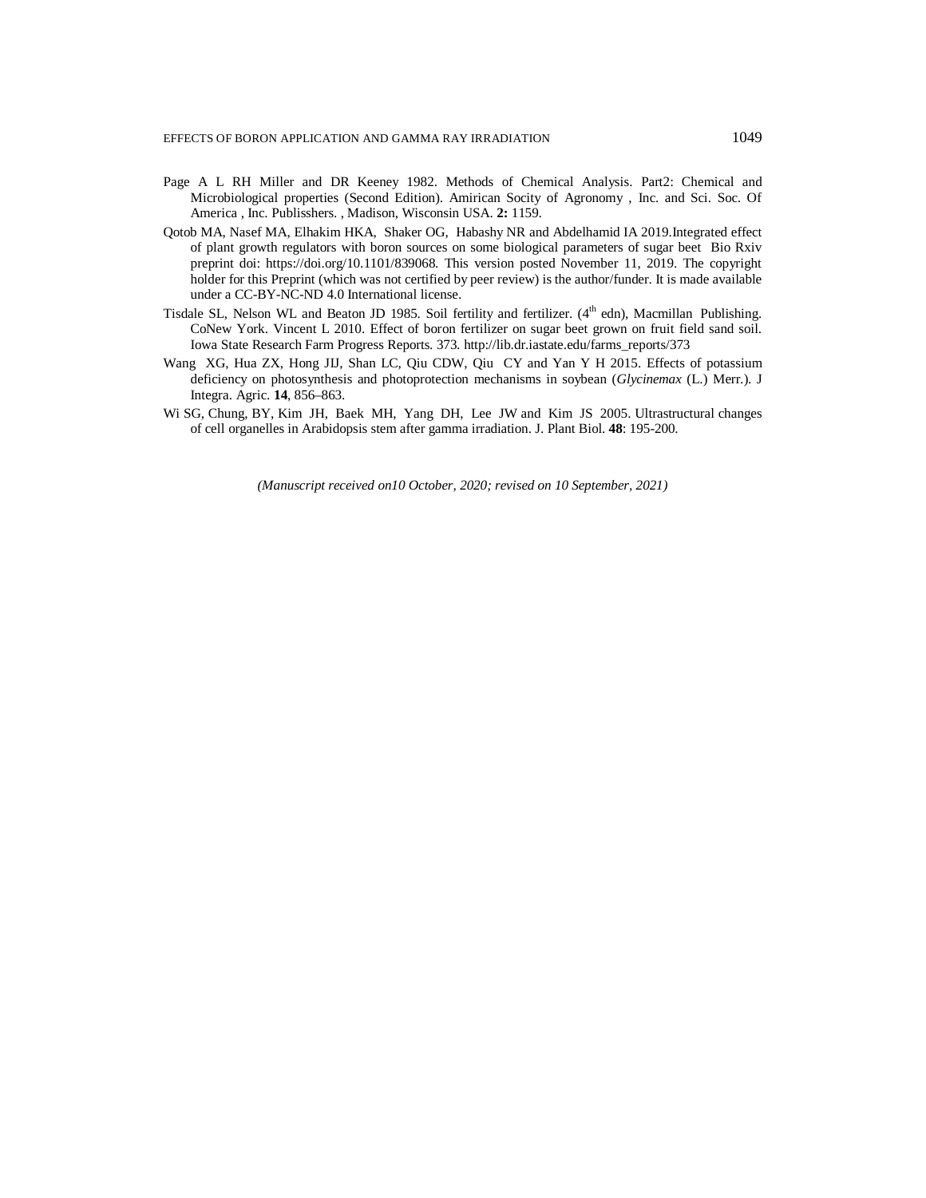Page A L RH Miller and DR Keeney 1982. Methods of Chemical Analysis. Part2: Chemical and Microbiological properties (Second Edition). Amirican Socity of Agronomy , Inc. and Sci. Soc. Of America , Inc. Publisshers. , Madison, Wisconsin USA. **2:** 1159.

Qotob MA, Nasef MA, Elhakim HKA, Shaker OG, Habashy NR and Abdelhamid IA 2019.Integrated effect of plant growth regulators with boron sources on some biological parameters of sugar beet Bio Rxiv preprint doi: https://doi.org/10.1101/839068. This version posted November 11, 2019. The copyright holder for this Preprint (which was not certified by peer review) is the author/funder. It is made available under a CC-BY-NC-ND 4.0 International license.

Tisdale SL, Nelson WL and Beaton JD 1985. Soil fertility and fertilizer. ($4^{th}$ edn), Macmillan Publishing. CoNew York. Vincent L 2010. Effect of boron fertilizer on sugar beet grown on fruit field sand soil. Iowa State Research Farm Progress Reports. 373. http://lib.dr.iastate.edu/farms_reports/373

Wang XG, Hua ZX, Hong JIJ, Shan LC, Qiu CDW, Qiu CY and Yan Y H 2015. Effects of potassium deficiency on photosynthesis and photoprotection mechanisms in soybean (*Glycinemax* (L.) Merr.). J Integra. Agric. **14**, 856–863.

Wi SG, Chung, BY, Kim JH, Baek MH, Yang DH, Lee JW and Kim JS 2005. Ultrastructural changes of cell organelles in Arabidopsis stem after gamma irradiation. J. Plant Biol. **48**: 195-200.

*(Manuscript received on10 October, 2020; revised on 10 September, 2021)*